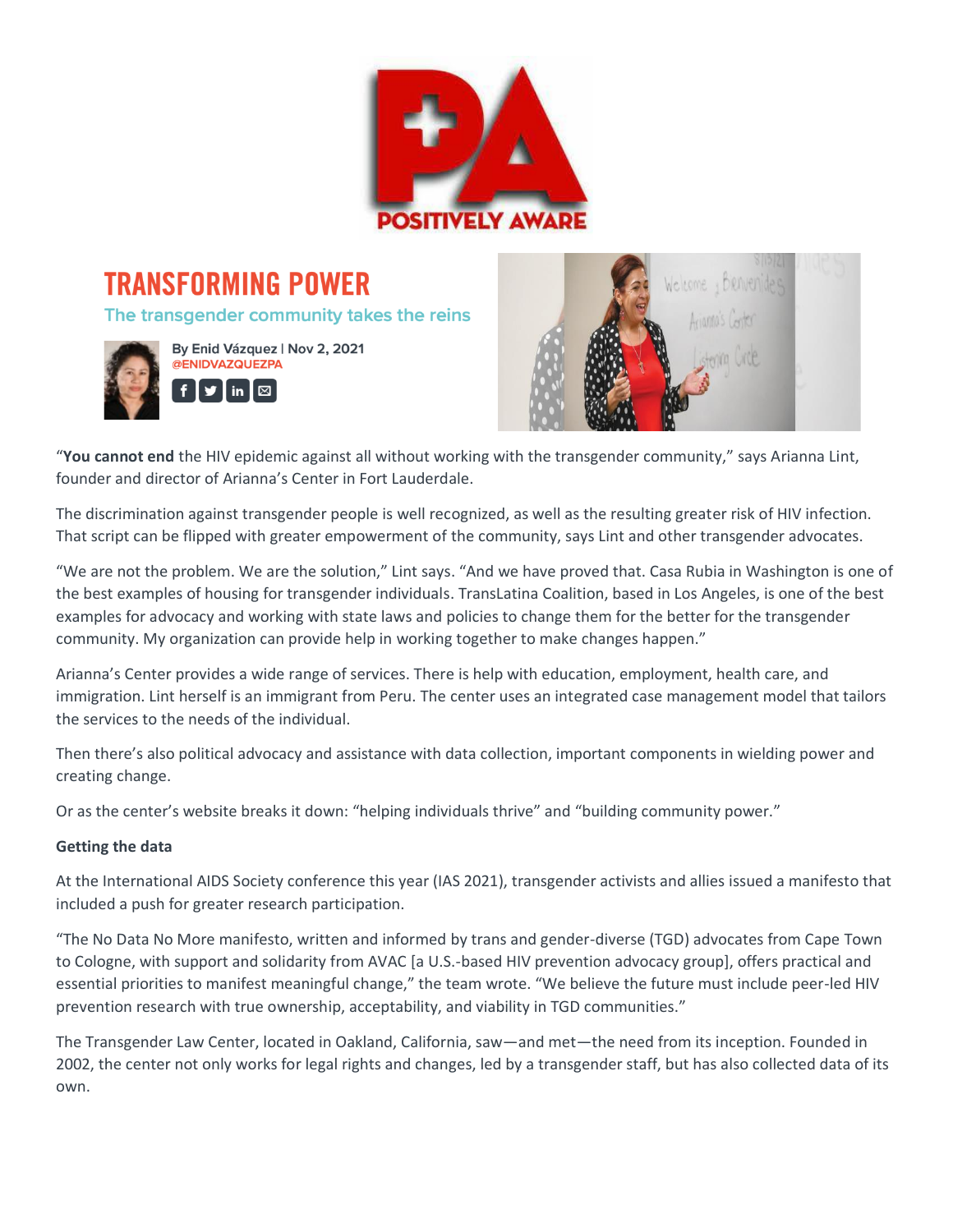# TRANSFORMING POWER

## The transgender community takes the reins

By Enid Vázquez | Nov 2, 2021
@ENIDVAZQUEZPA

"**You cannot end** the HIV epidemic against all without working with the transgender community," says Arianna Lint, founder and director of Arianna's Center in Fort Lauderdale.

The discrimination against transgender people is well recognized, as well as the resulting greater risk of HIV infection. That script can be flipped with greater empowerment of the community, says Lint and other transgender advocates.

"We are not the problem. We are the solution," Lint says. "And we have proved that. Casa Rubia in Washington is one of the best examples of housing for transgender individuals. TransLatina Coalition, based in Los Angeles, is one of the best examples for advocacy and working with state laws and policies to change them for the better for the transgender community. My organization can provide help in working together to make changes happen."

Arianna's Center provides a wide range of services. There is help with education, employment, health care, and immigration. Lint herself is an immigrant from Peru. The center uses an integrated case management model that tailors the services to the needs of the individual.

Then there's also political advocacy and assistance with data collection, important components in wielding power and creating change.

Or as the center's website breaks it down: "helping individuals thrive" and "building community power."

**Getting the data**

At the International AIDS Society conference this year (IAS 2021), transgender activists and allies issued a manifesto that included a push for greater research participation.

"The No Data No More manifesto, written and informed by trans and gender-diverse (TGD) advocates from Cape Town to Cologne, with support and solidarity from AVAC [a U.S.-based HIV prevention advocacy group], offers practical and essential priorities to manifest meaningful change," the team wrote. "We believe the future must include peer-led HIV prevention research with true ownership, acceptability, and viability in TGD communities."

The Transgender Law Center, located in Oakland, California, saw—and met—the need from its inception. Founded in 2002, the center not only works for legal rights and changes, led by a transgender staff, but has also collected data of its own.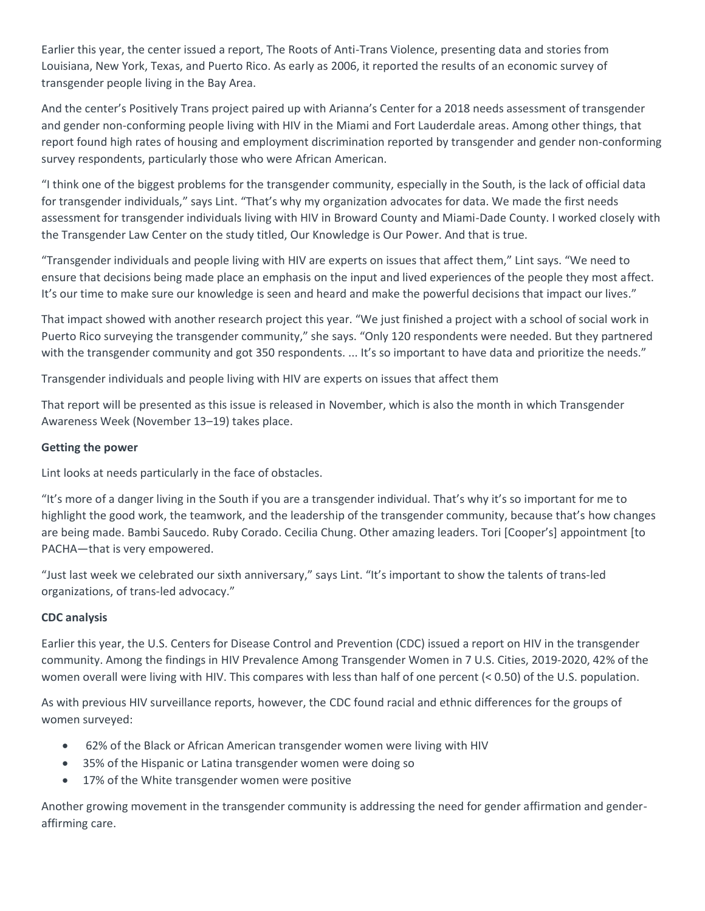Earlier this year, the center issued a report, The Roots of Anti-Trans Violence, presenting data and stories from Louisiana, New York, Texas, and Puerto Rico. As early as 2006, it reported the results of an economic survey of transgender people living in the Bay Area.

And the center's Positively Trans project paired up with Arianna's Center for a 2018 needs assessment of transgender and gender non-conforming people living with HIV in the Miami and Fort Lauderdale areas. Among other things, that report found high rates of housing and employment discrimination reported by transgender and gender non-conforming survey respondents, particularly those who were African American.

"I think one of the biggest problems for the transgender community, especially in the South, is the lack of official data for transgender individuals," says Lint. "That's why my organization advocates for data. We made the first needs assessment for transgender individuals living with HIV in Broward County and Miami-Dade County. I worked closely with the Transgender Law Center on the study titled, Our Knowledge is Our Power. And that is true.

"Transgender individuals and people living with HIV are experts on issues that affect them," Lint says. "We need to ensure that decisions being made place an emphasis on the input and lived experiences of the people they most affect. It's our time to make sure our knowledge is seen and heard and make the powerful decisions that impact our lives."

That impact showed with another research project this year. "We just finished a project with a school of social work in Puerto Rico surveying the transgender community," she says. "Only 120 respondents were needed. But they partnered with the transgender community and got 350 respondents. ... It's so important to have data and prioritize the needs."

Transgender individuals and people living with HIV are experts on issues that affect them

That report will be presented as this issue is released in November, which is also the month in which Transgender Awareness Week (November 13–19) takes place.

**Getting the power**

Lint looks at needs particularly in the face of obstacles.

"It's more of a danger living in the South if you are a transgender individual. That's why it's so important for me to highlight the good work, the teamwork, and the leadership of the transgender community, because that's how changes are being made. Bambi Saucedo. Ruby Corado. Cecilia Chung. Other amazing leaders. Tori [Cooper's] appointment [to PACHA—that is very empowered.

"Just last week we celebrated our sixth anniversary," says Lint. "It's important to show the talents of trans-led organizations, of trans-led advocacy."

**CDC analysis**

Earlier this year, the U.S. Centers for Disease Control and Prevention (CDC) issued a report on HIV in the transgender community. Among the findings in HIV Prevalence Among Transgender Women in 7 U.S. Cities, 2019-2020, 42% of the women overall were living with HIV. This compares with less than half of one percent (< 0.50) of the U.S. population.

As with previous HIV surveillance reports, however, the CDC found racial and ethnic differences for the groups of women surveyed:

- 62% of the Black or African American transgender women were living with HIV
- 35% of the Hispanic or Latina transgender women were doing so
- 17% of the White transgender women were positive

Another growing movement in the transgender community is addressing the need for gender affirmation and gender-affirming care.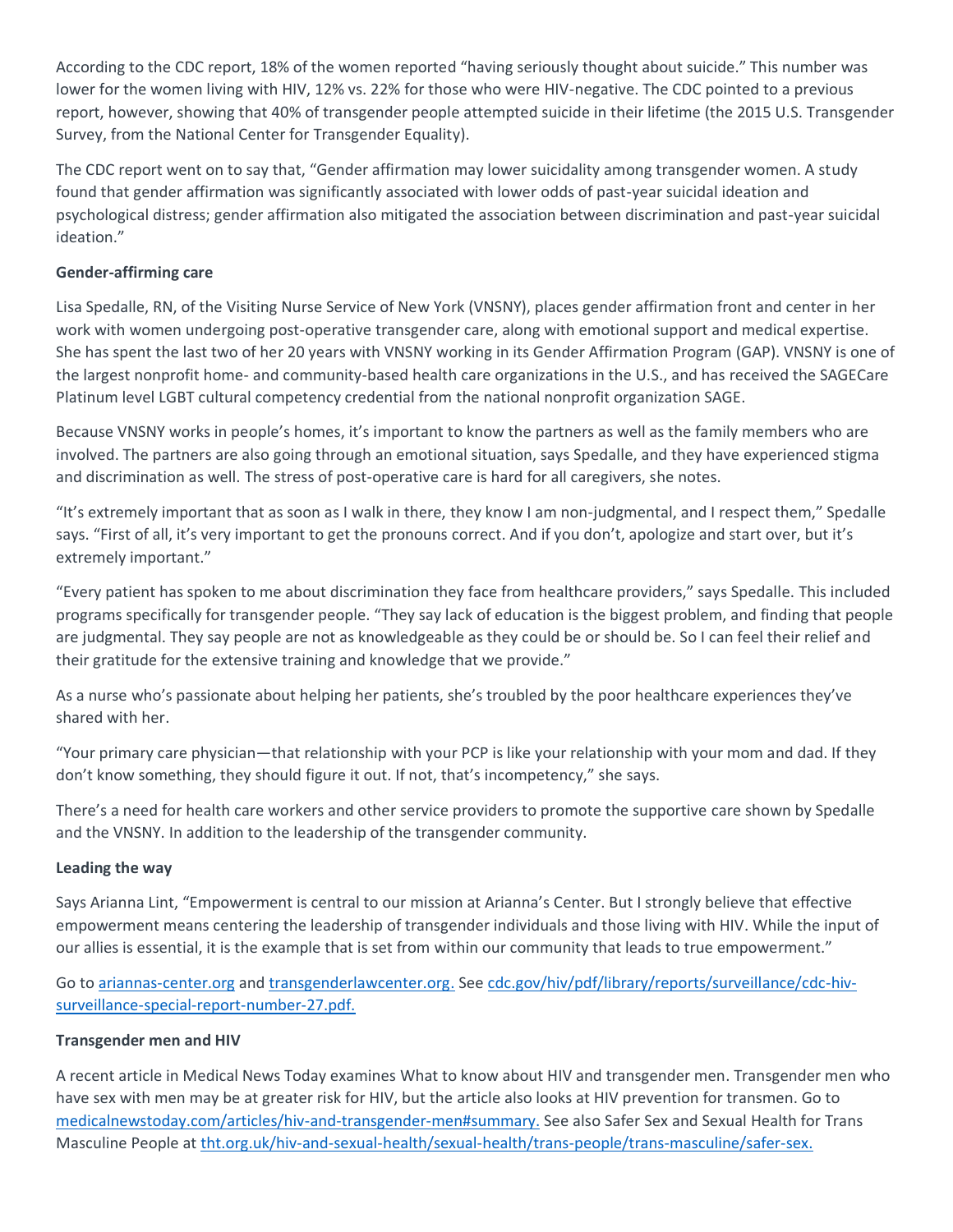According to the CDC report, 18% of the women reported "having seriously thought about suicide." This number was lower for the women living with HIV, 12% vs. 22% for those who were HIV-negative. The CDC pointed to a previous report, however, showing that 40% of transgender people attempted suicide in their lifetime (the 2015 U.S. Transgender Survey, from the National Center for Transgender Equality).

The CDC report went on to say that, "Gender affirmation may lower suicidality among transgender women. A study found that gender affirmation was significantly associated with lower odds of past-year suicidal ideation and psychological distress; gender affirmation also mitigated the association between discrimination and past-year suicidal ideation."

**Gender-affirming care**

Lisa Spedalle, RN, of the Visiting Nurse Service of New York (VNSNY), places gender affirmation front and center in her work with women undergoing post-operative transgender care, along with emotional support and medical expertise. She has spent the last two of her 20 years with VNSNY working in its Gender Affirmation Program (GAP). VNSNY is one of the largest nonprofit home- and community-based health care organizations in the U.S., and has received the SAGECare Platinum level LGBT cultural competency credential from the national nonprofit organization SAGE.

Because VNSNY works in people's homes, it's important to know the partners as well as the family members who are involved. The partners are also going through an emotional situation, says Spedalle, and they have experienced stigma and discrimination as well. The stress of post-operative care is hard for all caregivers, she notes.

"It's extremely important that as soon as I walk in there, they know I am non-judgmental, and I respect them," Spedalle says. "First of all, it's very important to get the pronouns correct. And if you don't, apologize and start over, but it's extremely important."

"Every patient has spoken to me about discrimination they face from healthcare providers," says Spedalle. This included programs specifically for transgender people. "They say lack of education is the biggest problem, and finding that people are judgmental. They say people are not as knowledgeable as they could be or should be. So I can feel their relief and their gratitude for the extensive training and knowledge that we provide."

As a nurse who's passionate about helping her patients, she's troubled by the poor healthcare experiences they've shared with her.

"Your primary care physician—that relationship with your PCP is like your relationship with your mom and dad. If they don't know something, they should figure it out. If not, that's incompetency," she says.

There's a need for health care workers and other service providers to promote the supportive care shown by Spedalle and the VNSNY. In addition to the leadership of the transgender community.

**Leading the way**

Says Arianna Lint, "Empowerment is central to our mission at Arianna's Center. But I strongly believe that effective empowerment means centering the leadership of transgender individuals and those living with HIV. While the input of our allies is essential, it is the example that is set from within our community that leads to true empowerment."

Go to ariannas-center.org and transgenderlawcenter.org. See cdc.gov/hiv/pdf/library/reports/surveillance/cdc-hiv-surveillance-special-report-number-27.pdf.

**Transgender men and HIV**

A recent article in Medical News Today examines What to know about HIV and transgender men. Transgender men who have sex with men may be at greater risk for HIV, but the article also looks at HIV prevention for transmen. Go to medicalnewstoday.com/articles/hiv-and-transgender-men#summary. See also Safer Sex and Sexual Health for Trans Masculine People at tht.org.uk/hiv-and-sexual-health/sexual-health/trans-people/trans-masculine/safer-sex.